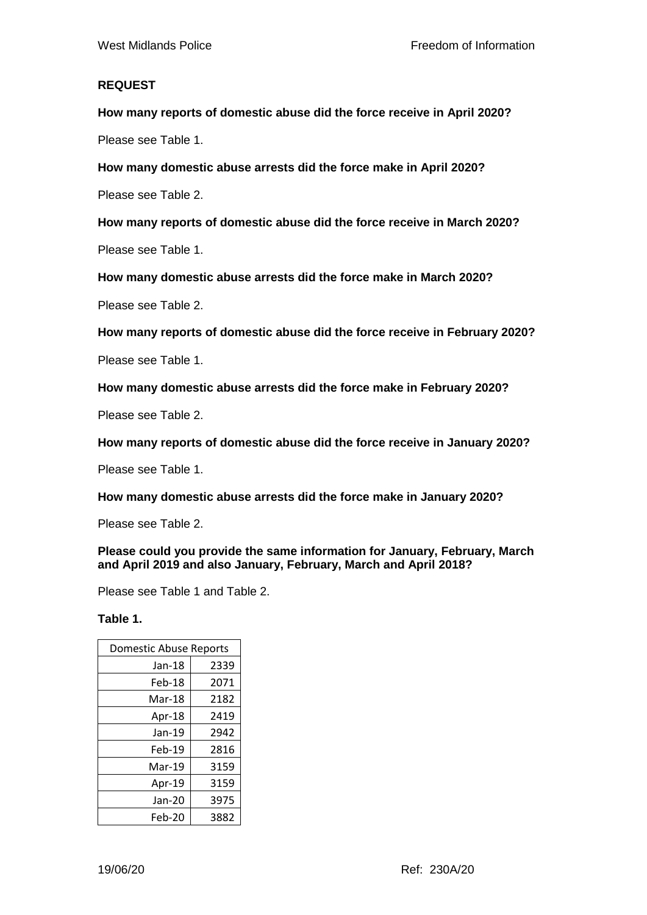**REQUEST**

**How many reports of domestic abuse did the force receive in April 2020?**

Please see Table 1.

**How many domestic abuse arrests did the force make in April 2020?**

Please see Table 2.

**How many reports of domestic abuse did the force receive in March 2020?**

Please see Table 1.

**How many domestic abuse arrests did the force make in March 2020?**

Please see Table 2.

**How many reports of domestic abuse did the force receive in February 2020?**

Please see Table 1.

**How many domestic abuse arrests did the force make in February 2020?**

Please see Table 2.

**How many reports of domestic abuse did the force receive in January 2020?**

Please see Table 1.

**How many domestic abuse arrests did the force make in January 2020?**

Please see Table 2.

**Please could you provide the same information for January, February, March and April 2019 and also January, February, March and April 2018?**

Please see Table 1 and Table 2.

**Table 1.**

| Domestic Abuse Reports | |
|---|---|
| Jan-18 | 2339 |
| Feb-18 | 2071 |
| Mar-18 | 2182 |
| Apr-18 | 2419 |
| Jan-19 | 2942 |
| Feb-19 | 2816 |
| Mar-19 | 3159 |
| Apr-19 | 3159 |
| Jan-20 | 3975 |
| Feb-20 | 3882 |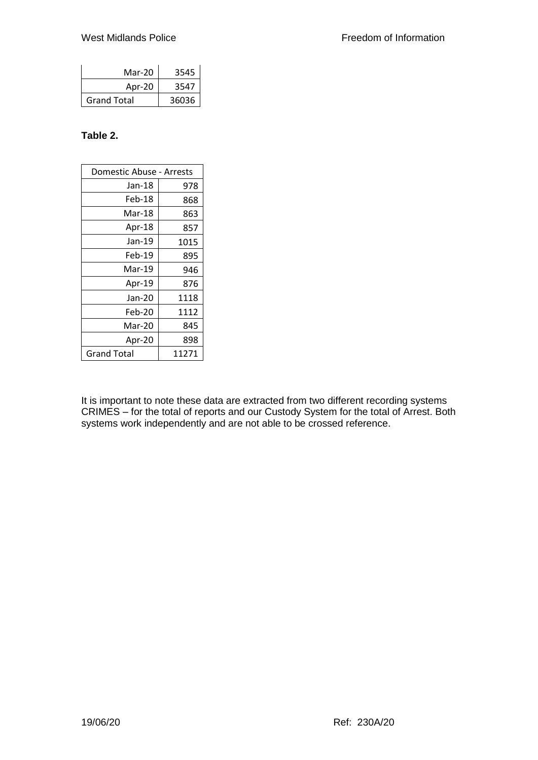| | |
|---|---|
| Mar-20 | 3545 |
| Apr-20 | 3547 |
| Grand Total | 36036 |

**Table 2.**

| Domestic Abuse - Arrests | |
|---|---|
| Jan-18 | 978 |
| Feb-18 | 868 |
| Mar-18 | 863 |
| Apr-18 | 857 |
| Jan-19 | 1015 |
| Feb-19 | 895 |
| Mar-19 | 946 |
| Apr-19 | 876 |
| Jan-20 | 1118 |
| Feb-20 | 1112 |
| Mar-20 | 845 |
| Apr-20 | 898 |
| Grand Total | 11271 |

It is important to note these data are extracted from two different recording systems CRIMES – for the total of reports and our Custody System for the total of Arrest. Both systems work independently and are not able to be crossed reference.